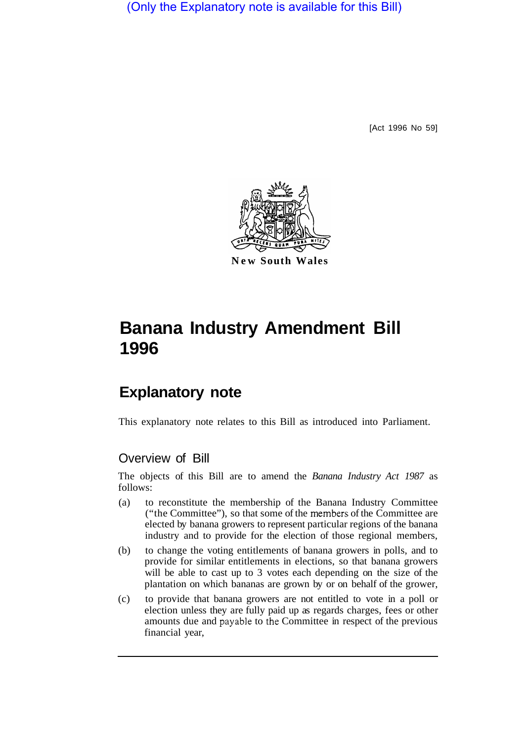(Only the Explanatory note is available for this Bill)

[Act 1996 No 59]

New South Wales

# Banana Industry Amendment Bill 1996

## Explanatory note

This explanatory note relates to this Bill as introduced into Parliament.

### Overview of Bill

The objects of this Bill are to amend the *Banana Industry Act 1987* as follows:

(a) to reconstitute the membership of the Banana Industry Committee ("the Committee"), so that some of the members of the Committee are elected by banana growers to represent particular regions of the banana industry and to provide for the election of those regional members,

(b) to change the voting entitlements of banana growers in polls, and to provide for similar entitlements in elections, so that banana growers will be able to cast up to 3 votes each depending on the size of the plantation on which bananas are grown by or on behalf of the grower,

(c) to provide that banana growers are not entitled to vote in a poll or election unless they are fully paid up as regards charges, fees or other amounts due and payable to the Committee in respect of the previous financial year,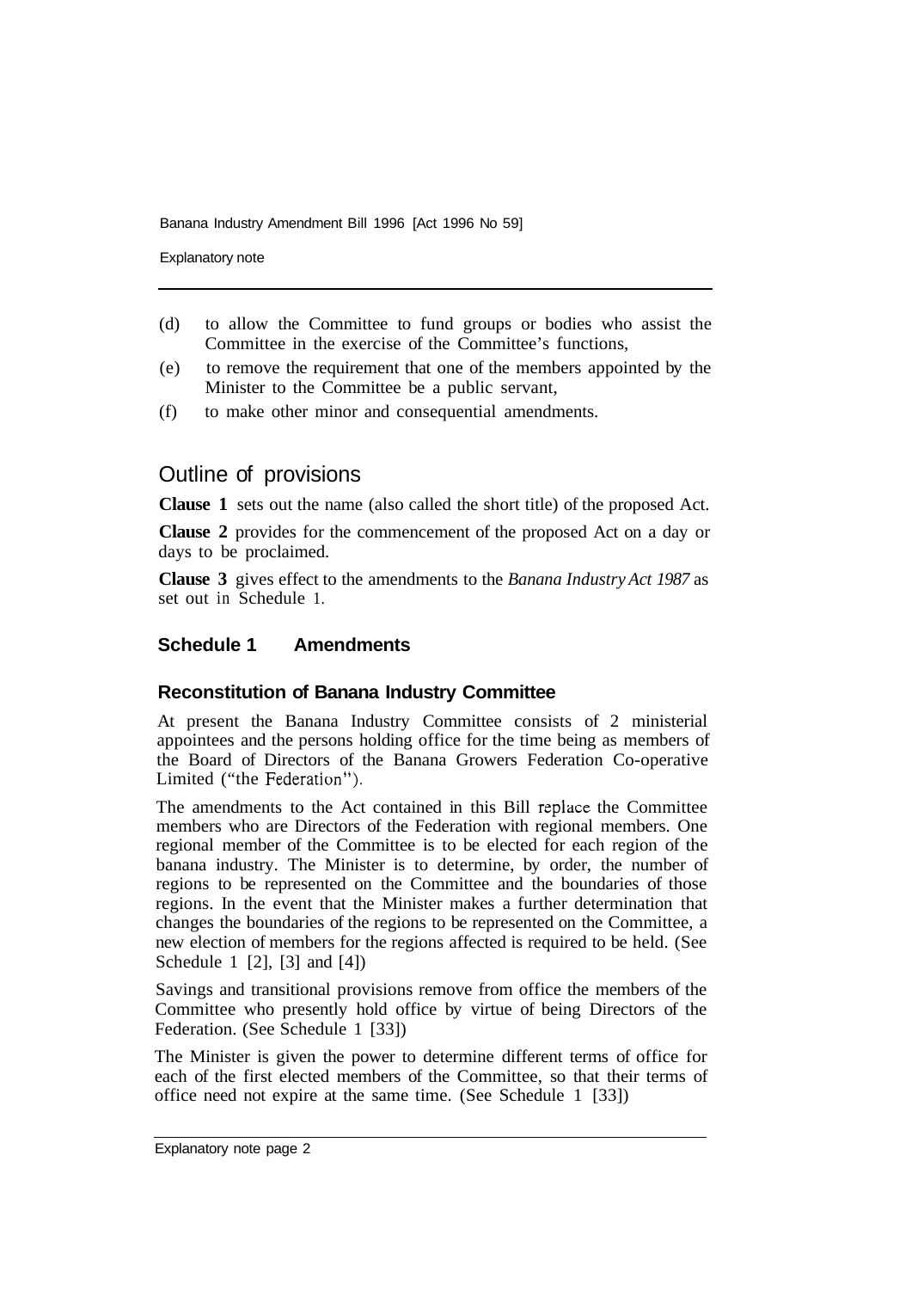(d) to allow the Committee to fund groups or bodies who assist the Committee in the exercise of the Committee's functions,

(e) to remove the requirement that one of the members appointed by the Minister to the Committee be a public servant,

(f) to make other minor and consequential amendments.

## Outline of provisions

**Clause 1** sets out the name (also called the short title) of the proposed Act.

**Clause 2** provides for the commencement of the proposed Act on a day or days to be proclaimed.

**Clause 3** gives effect to the amendments to the *Banana Industry Act 1987* as set out in Schedule 1.

### Schedule 1 Amendments

#### Reconstitution of Banana Industry Committee

At present the Banana Industry Committee consists of 2 ministerial appointees and the persons holding office for the time being as members of the Board of Directors of the Banana Growers Federation Co-operative Limited ("the Federation").

The amendments to the Act contained in this Bill replace the Committee members who are Directors of the Federation with regional members. One regional member of the Committee is to be elected for each region of the banana industry. The Minister is to determine, by order, the number of regions to be represented on the Committee and the boundaries of those regions. In the event that the Minister makes a further determination that changes the boundaries of the regions to be represented on the Committee, a new election of members for the regions affected is required to be held. (See Schedule 1 [2], [3] and [4])

Savings and transitional provisions remove from office the members of the Committee who presently hold office by virtue of being Directors of the Federation. (See Schedule 1 [33])

The Minister is given the power to determine different terms of office for each of the first elected members of the Committee, so that their terms of office need not expire at the same time. (See Schedule 1 [33])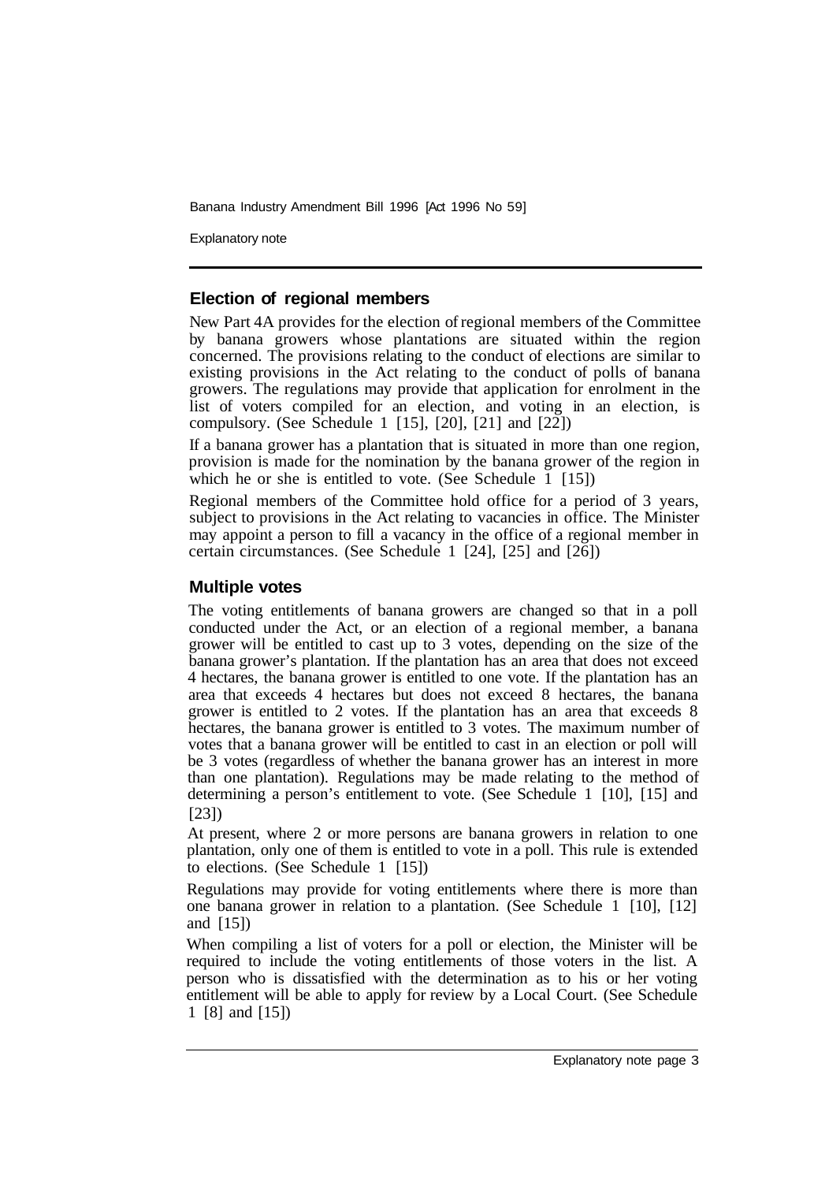## Election of regional members

New Part 4A provides for the election of regional members of the Committee by banana growers whose plantations are situated within the region concerned. The provisions relating to the conduct of elections are similar to existing provisions in the Act relating to the conduct of polls of banana growers. The regulations may provide that application for enrolment in the list of voters compiled for an election, and voting in an election, is compulsory. (See Schedule 1 [15], [20], [21] and [22])

If a banana grower has a plantation that is situated in more than one region, provision is made for the nomination by the banana grower of the region in which he or she is entitled to vote. (See Schedule 1 [15])

Regional members of the Committee hold office for a period of 3 years, subject to provisions in the Act relating to vacancies in office. The Minister may appoint a person to fill a vacancy in the office of a regional member in certain circumstances. (See Schedule 1 [24], [25] and [26])

## Multiple votes

The voting entitlements of banana growers are changed so that in a poll conducted under the Act, or an election of a regional member, a banana grower will be entitled to cast up to 3 votes, depending on the size of the banana grower's plantation. If the plantation has an area that does not exceed 4 hectares, the banana grower is entitled to one vote. If the plantation has an area that exceeds 4 hectares but does not exceed 8 hectares, the banana grower is entitled to 2 votes. If the plantation has an area that exceeds 8 hectares, the banana grower is entitled to 3 votes. The maximum number of votes that a banana grower will be entitled to cast in an election or poll will be 3 votes (regardless of whether the banana grower has an interest in more than one plantation). Regulations may be made relating to the method of determining a person's entitlement to vote. (See Schedule 1 [10], [15] and [23])

At present, where 2 or more persons are banana growers in relation to one plantation, only one of them is entitled to vote in a poll. This rule is extended to elections. (See Schedule 1 [15])

Regulations may provide for voting entitlements where there is more than one banana grower in relation to a plantation. (See Schedule 1 [10], [12] and [15])

When compiling a list of voters for a poll or election, the Minister will be required to include the voting entitlements of those voters in the list. A person who is dissatisfied with the determination as to his or her voting entitlement will be able to apply for review by a Local Court. (See Schedule 1 [8] and [15])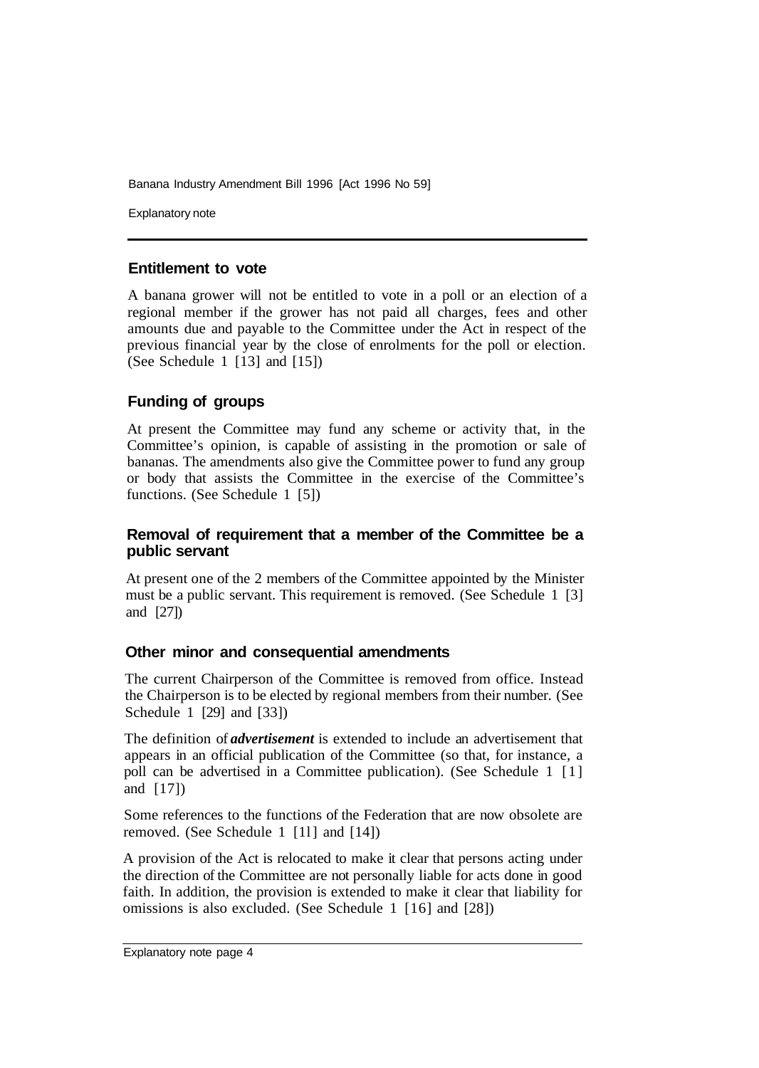## Entitlement to vote

A banana grower will not be entitled to vote in a poll or an election of a regional member if the grower has not paid all charges, fees and other amounts due and payable to the Committee under the Act in respect of the previous financial year by the close of enrolments for the poll or election. (See Schedule 1 [13] and [15])

## Funding of groups

At present the Committee may fund any scheme or activity that, in the Committee's opinion, is capable of assisting in the promotion or sale of bananas. The amendments also give the Committee power to fund any group or body that assists the Committee in the exercise of the Committee's functions. (See Schedule 1 [5])

## Removal of requirement that a member of the Committee be a public servant

At present one of the 2 members of the Committee appointed by the Minister must be a public servant. This requirement is removed. (See Schedule 1 [3] and [27])

## Other minor and consequential amendments

The current Chairperson of the Committee is removed from office. Instead the Chairperson is to be elected by regional members from their number. (See Schedule 1 [29] and [33])

The definition of ***advertisement*** is extended to include an advertisement that appears in an official publication of the Committee (so that, for instance, a poll can be advertised in a Committee publication). (See Schedule 1 [1] and [17])

Some references to the functions of the Federation that are now obsolete are removed. (See Schedule 1 [11] and [14])

A provision of the Act is relocated to make it clear that persons acting under the direction of the Committee are not personally liable for acts done in good faith. In addition, the provision is extended to make it clear that liability for omissions is also excluded. (See Schedule 1 [16] and [28])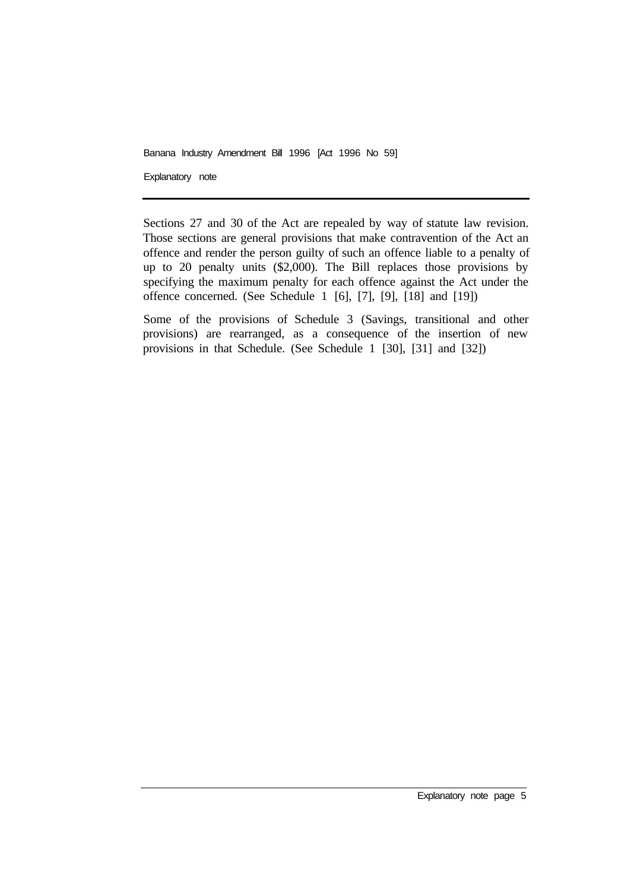Sections 27 and 30 of the Act are repealed by way of statute law revision. Those sections are general provisions that make contravention of the Act an offence and render the person guilty of such an offence liable to a penalty of up to 20 penalty units ($2,000). The Bill replaces those provisions by specifying the maximum penalty for each offence against the Act under the offence concerned. (See Schedule 1 [6], [7], [9], [18] and [19])

Some of the provisions of Schedule 3 (Savings, transitional and other provisions) are rearranged, as a consequence of the insertion of new provisions in that Schedule. (See Schedule 1 [30], [31] and [32])